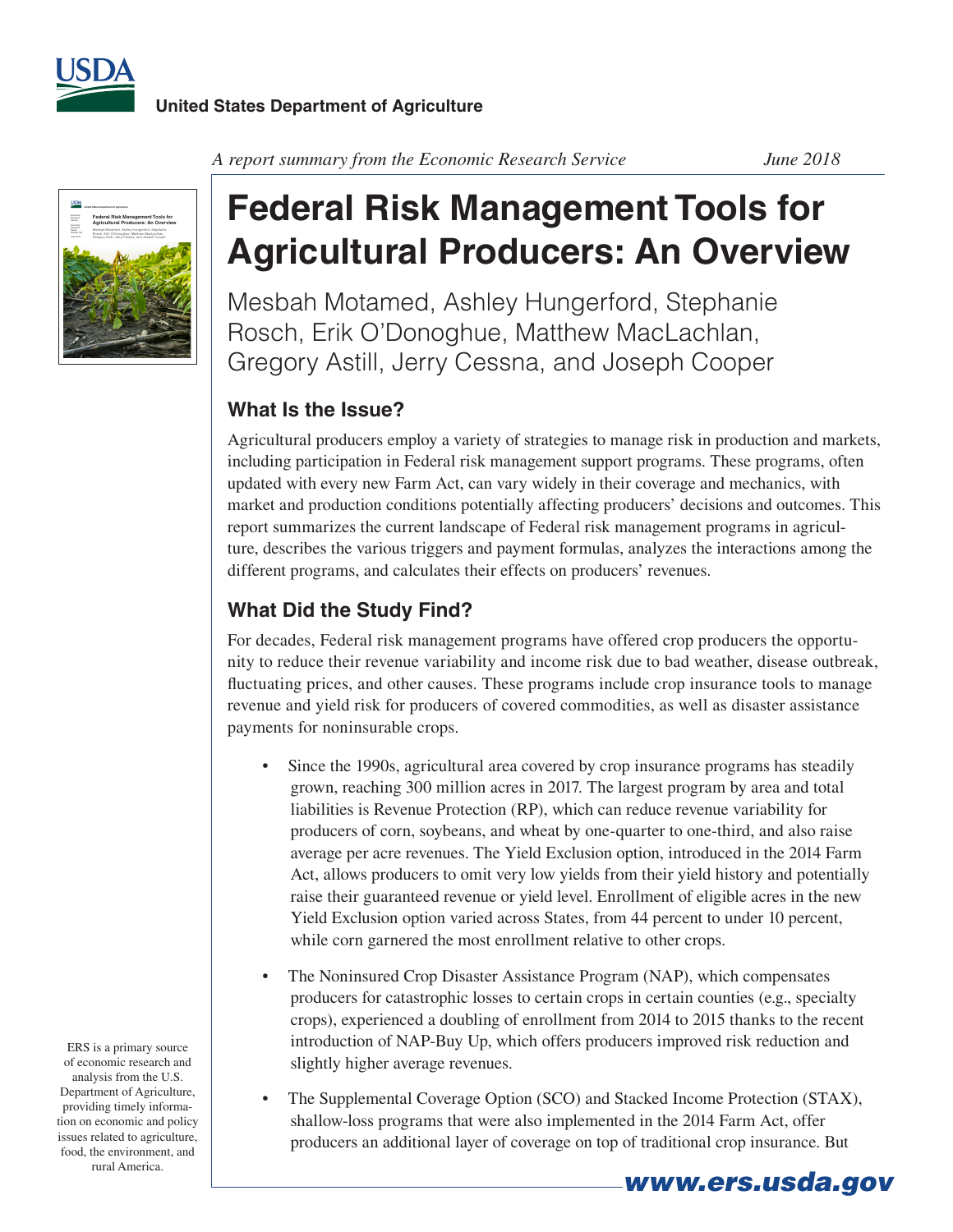United States Department of Agriculture

*A report summary from the Economic Research Service* June 2018

# Federal Risk Management Tools for Agricultural Producers: An Overview

Mesbah Motamed, Ashley Hungerford, Stephanie Rosch, Erik O'Donoghue, Matthew MacLachlan, Gregory Astill, Jerry Cessna, and Joseph Cooper

## What Is the Issue?

Agricultural producers employ a variety of strategies to manage risk in production and markets, including participation in Federal risk management support programs. These programs, often updated with every new Farm Act, can vary widely in their coverage and mechanics, with market and production conditions potentially affecting producers' decisions and outcomes. This report summarizes the current landscape of Federal risk management programs in agriculture, describes the various triggers and payment formulas, analyzes the interactions among the different programs, and calculates their effects on producers' revenues.

## What Did the Study Find?

For decades, Federal risk management programs have offered crop producers the opportunity to reduce their revenue variability and income risk due to bad weather, disease outbreak, fluctuating prices, and other causes. These programs include crop insurance tools to manage revenue and yield risk for producers of covered commodities, as well as disaster assistance payments for noninsurable crops.

- Since the 1990s, agricultural area covered by crop insurance programs has steadily grown, reaching 300 million acres in 2017. The largest program by area and total liabilities is Revenue Protection (RP), which can reduce revenue variability for producers of corn, soybeans, and wheat by one-quarter to one-third, and also raise average per acre revenues. The Yield Exclusion option, introduced in the 2014 Farm Act, allows producers to omit very low yields from their yield history and potentially raise their guaranteed revenue or yield level. Enrollment of eligible acres in the new Yield Exclusion option varied across States, from 44 percent to under 10 percent, while corn garnered the most enrollment relative to other crops.
- The Noninsured Crop Disaster Assistance Program (NAP), which compensates producers for catastrophic losses to certain crops in certain counties (e.g., specialty crops), experienced a doubling of enrollment from 2014 to 2015 thanks to the recent introduction of NAP-Buy Up, which offers producers improved risk reduction and slightly higher average revenues.
- The Supplemental Coverage Option (SCO) and Stacked Income Protection (STAX), shallow-loss programs that were also implemented in the 2014 Farm Act, offer producers an additional layer of coverage on top of traditional crop insurance. But

ERS is a primary source of economic research and analysis from the U.S. Department of Agriculture, providing timely information on economic and policy issues related to agriculture, food, the environment, and rural America.

www.ers.usda.gov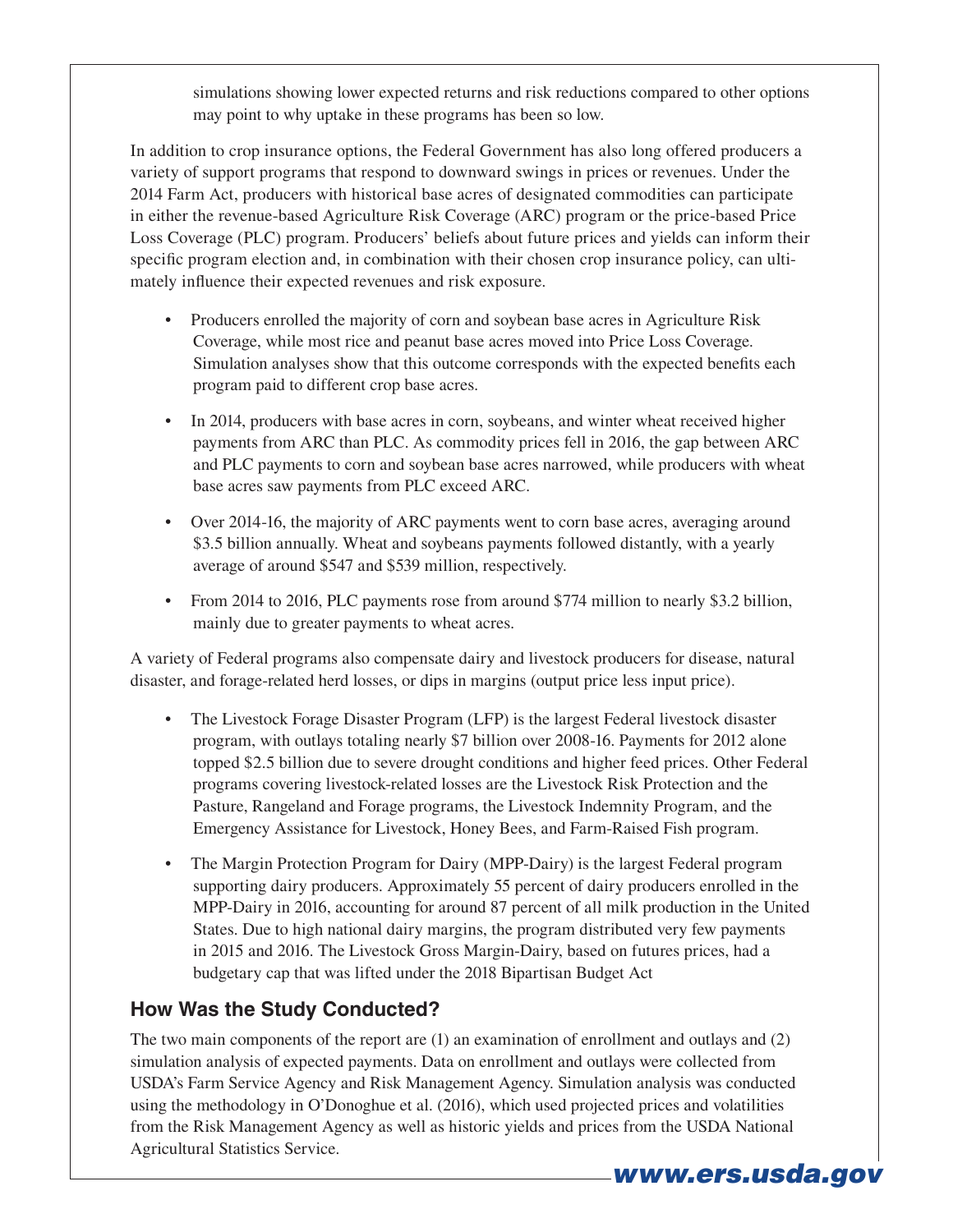simulations showing lower expected returns and risk reductions compared to other options may point to why uptake in these programs has been so low.

In addition to crop insurance options, the Federal Government has also long offered producers a variety of support programs that respond to downward swings in prices or revenues. Under the 2014 Farm Act, producers with historical base acres of designated commodities can participate in either the revenue-based Agriculture Risk Coverage (ARC) program or the price-based Price Loss Coverage (PLC) program. Producers' beliefs about future prices and yields can inform their specific program election and, in combination with their chosen crop insurance policy, can ultimately influence their expected revenues and risk exposure.

- Producers enrolled the majority of corn and soybean base acres in Agriculture Risk Coverage, while most rice and peanut base acres moved into Price Loss Coverage. Simulation analyses show that this outcome corresponds with the expected benefits each program paid to different crop base acres.
- In 2014, producers with base acres in corn, soybeans, and winter wheat received higher payments from ARC than PLC. As commodity prices fell in 2016, the gap between ARC and PLC payments to corn and soybean base acres narrowed, while producers with wheat base acres saw payments from PLC exceed ARC.
- Over 2014-16, the majority of ARC payments went to corn base acres, averaging around $3.5 billion annually. Wheat and soybeans payments followed distantly, with a yearly average of around $547 and $539 million, respectively.
- From 2014 to 2016, PLC payments rose from around $774 million to nearly $3.2 billion, mainly due to greater payments to wheat acres.

A variety of Federal programs also compensate dairy and livestock producers for disease, natural disaster, and forage-related herd losses, or dips in margins (output price less input price).

- The Livestock Forage Disaster Program (LFP) is the largest Federal livestock disaster program, with outlays totaling nearly $7 billion over 2008-16. Payments for 2012 alone topped $2.5 billion due to severe drought conditions and higher feed prices. Other Federal programs covering livestock-related losses are the Livestock Risk Protection and the Pasture, Rangeland and Forage programs, the Livestock Indemnity Program, and the Emergency Assistance for Livestock, Honey Bees, and Farm-Raised Fish program.
- The Margin Protection Program for Dairy (MPP-Dairy) is the largest Federal program supporting dairy producers. Approximately 55 percent of dairy producers enrolled in the MPP-Dairy in 2016, accounting for around 87 percent of all milk production in the United States. Due to high national dairy margins, the program distributed very few payments in 2015 and 2016. The Livestock Gross Margin-Dairy, based on futures prices, had a budgetary cap that was lifted under the 2018 Bipartisan Budget Act

## How Was the Study Conducted?

The two main components of the report are (1) an examination of enrollment and outlays and (2) simulation analysis of expected payments. Data on enrollment and outlays were collected from USDA's Farm Service Agency and Risk Management Agency. Simulation analysis was conducted using the methodology in O'Donoghue et al. (2016), which used projected prices and volatilities from the Risk Management Agency as well as historic yields and prices from the USDA National Agricultural Statistics Service.